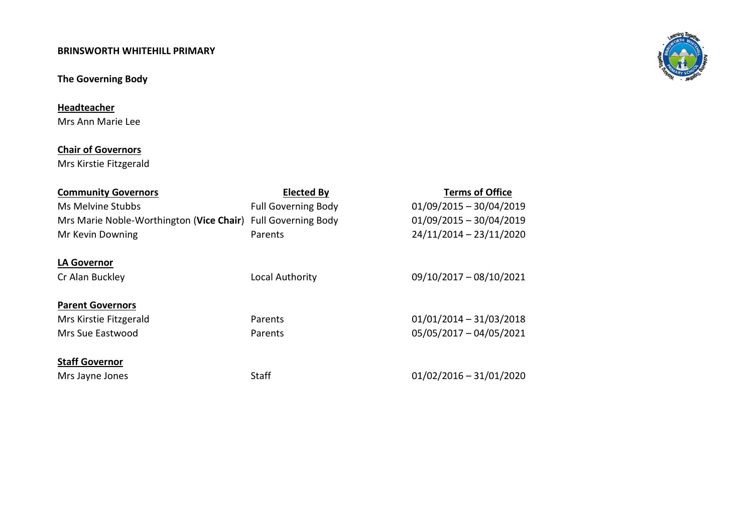**BRINSWORTH WHITEHILL PRIMARY**

**The Governing Body**

**Headteacher**
Mrs Ann Marie Lee

**Chair of Governors**
Mrs Kirstie Fitzgerald

| **Community Governors** | **Elected By** | **Terms of Office** |
|---|---|---|
| Ms Melvine Stubbs | Full Governing Body | 01/09/2015 – 30/04/2019 |
| Mrs Marie Noble-Worthington (**Vice Chair**) | Full Governing Body | 01/09/2015 – 30/04/2019 |
| Mr Kevin Downing | Parents | 24/11/2014 – 23/11/2020 |
| **LA Governor** | | |
| Cr Alan Buckley | Local Authority | 09/10/2017 – 08/10/2021 |
| **Parent Governors** | | |
| Mrs Kirstie Fitzgerald | Parents | 01/01/2014 – 31/03/2018 |
| Mrs Sue Eastwood | Parents | 05/05/2017 – 04/05/2021 |
| **Staff Governor** | | |
| Mrs Jayne Jones | Staff | 01/02/2016 – 31/01/2020 |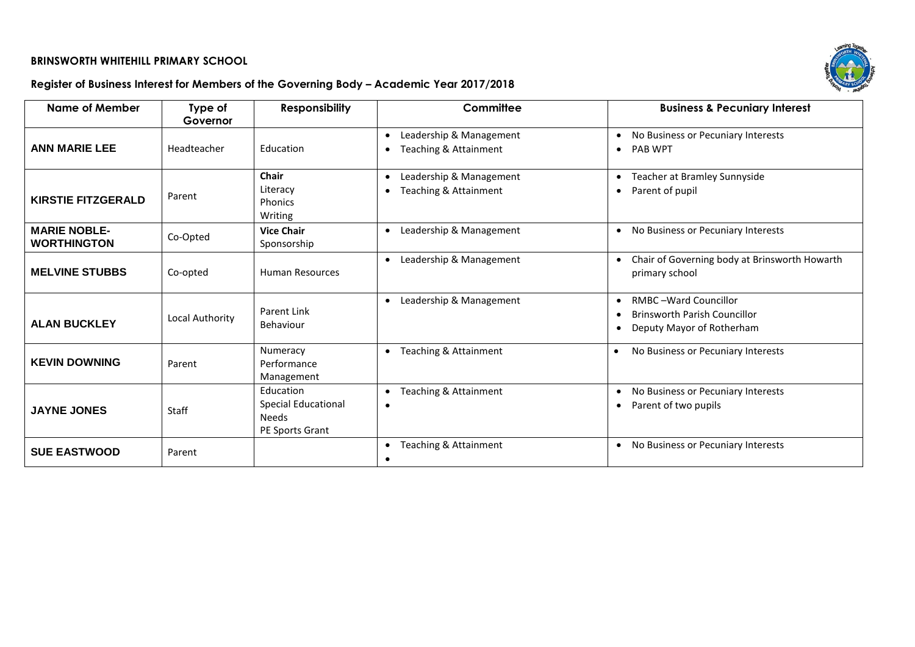**BRINSWORTH WHITEHILL PRIMARY SCHOOL**

**Register of Business Interest for Members of the Governing Body – Academic Year 2017/2018**

| Name of Member | Type of Governor | Responsibility | Committee | Business & Pecuniary Interest |
|---|---|---|---|---|
| **ANN MARIE LEE** | Headteacher | Education | • Leadership & Management<br>• Teaching & Attainment | • No Business or Pecuniary Interests<br>• PAB WPT |
| **KIRSTIE FITZGERALD** | Parent | **Chair**<br>Literacy<br>Phonics<br>Writing | • Leadership & Management<br>• Teaching & Attainment | • Teacher at Bramley Sunnyside<br>• Parent of pupil |
| **MARIE NOBLE-WORTHINGTON** | Co-Opted | **Vice Chair**<br>Sponsorship | • Leadership & Management | • No Business or Pecuniary Interests |
| **MELVINE STUBBS** | Co-opted | Human Resources | • Leadership & Management | • Chair of Governing body at Brinsworth Howarth primary school |
| **ALAN BUCKLEY** | Local Authority | Parent Link<br>Behaviour | • Leadership & Management | • RMBC –Ward Councillor<br>• Brinsworth Parish Councillor<br>• Deputy Mayor of Rotherham |
| **KEVIN DOWNING** | Parent | Numeracy<br>Performance Management | • Teaching & Attainment | • No Business or Pecuniary Interests |
| **JAYNE JONES** | Staff | Education<br>Special Educational Needs<br>PE Sports Grant | • Teaching & Attainment<br>• | • No Business or Pecuniary Interests<br>• Parent of two pupils |
| **SUE EASTWOOD** | Parent | | • Teaching & Attainment<br>• | • No Business or Pecuniary Interests |